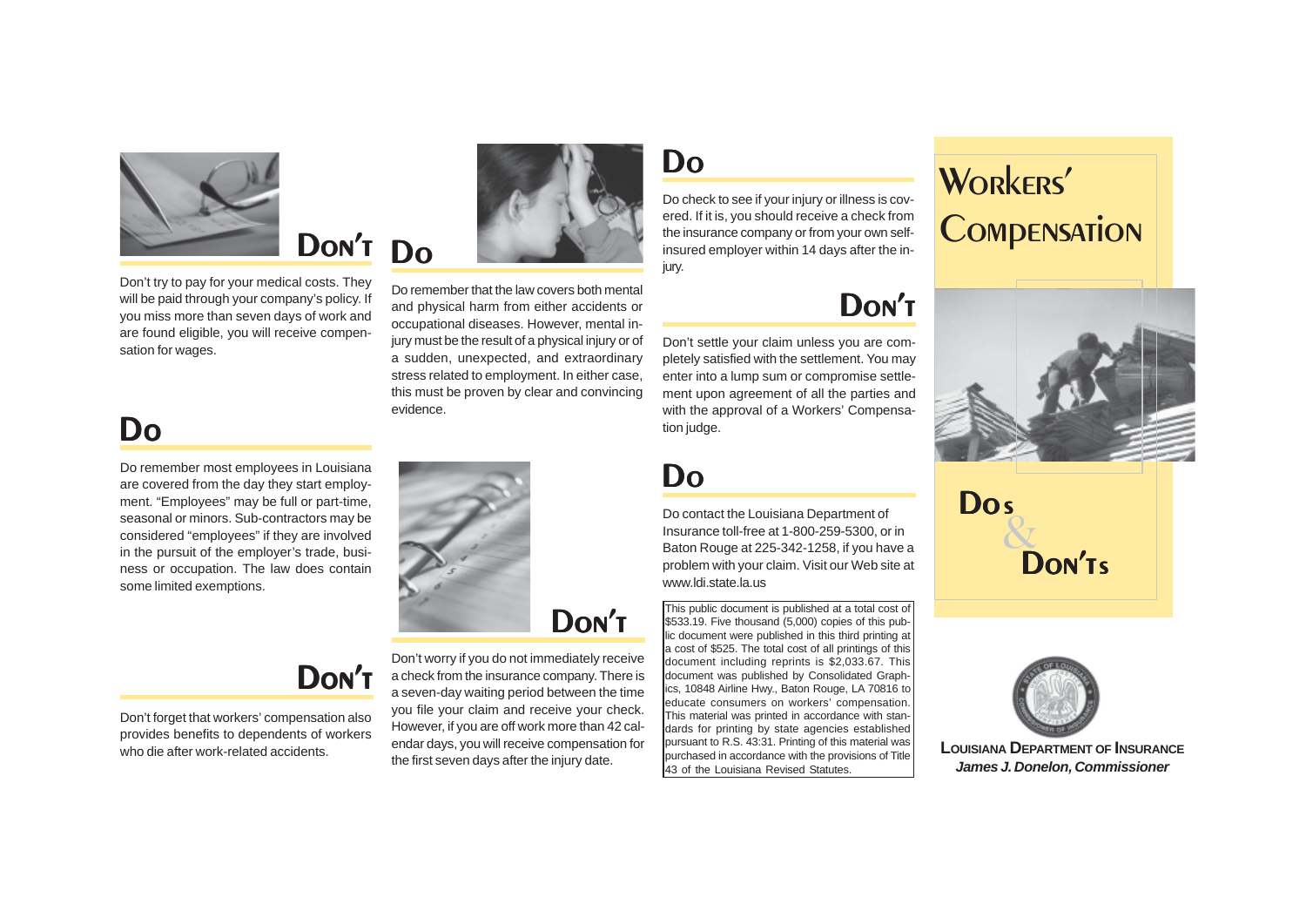## Don't

Don't try to pay for your medical costs. They will be paid through your company's policy. If you miss more than seven days of work and are found eligible, you will receive compensation for wages.

## Do

Do remember most employees in Louisiana are covered from the day they start employment. "Employees" may be full or part-time, seasonal or minors. Sub-contractors may be considered "employees" if they are involved in the pursuit of the employer's trade, business or occupation. The law does contain some limited exemptions.

## Don't

Don't forget that workers' compensation also provides benefits to dependents of workers who die after work-related accidents.

## Do

Do remember that the law covers both mental and physical harm from either accidents or occupational diseases. However, mental injury must be the result of a physical injury or of a sudden, unexpected, and extraordinary stress related to employment. In either case, this must be proven by clear and convincing evidence.

## Don't

Don't worry if you do not immediately receive a check from the insurance company. There is a seven-day waiting period between the time you file your claim and receive your check. However, if you are off work more than 42 calendar days, you will receive compensation for the first seven days after the injury date.

## Do

Do check to see if your injury or illness is covered. If it is, you should receive a check from the insurance company or from your own self-insured employer within 14 days after the injury.

## Don't

Don't settle your claim unless you are completely satisfied with the settlement. You may enter into a lump sum or compromise settlement upon agreement of all the parties and with the approval of a Workers' Compensation judge.

## Do

Do contact the Louisiana Department of Insurance toll-free at 1-800-259-5300, or in Baton Rouge at 225-342-1258, if you have a problem with your claim. Visit our Web site at www.ldi.state.la.us

This public document is published at a total cost of $533.19. Five thousand (5,000) copies of this public document were published in this third printing at a cost of $525. The total cost of all printings of this document including reprints is $2,033.67. This document was published by Consolidated Graphics, 10848 Airline Hwy., Baton Rouge, LA 70816 to educate consumers on workers' compensation. This material was printed in accordance with standards for printing by state agencies established pursuant to R.S. 43:31. Printing of this material was purchased in accordance with the provisions of Title 43 of the Louisiana Revised Statutes.

# Workers' Compensation

## Dos & Don'ts

**Louisiana Department of Insurance**

***James J. Donelon, Commissioner***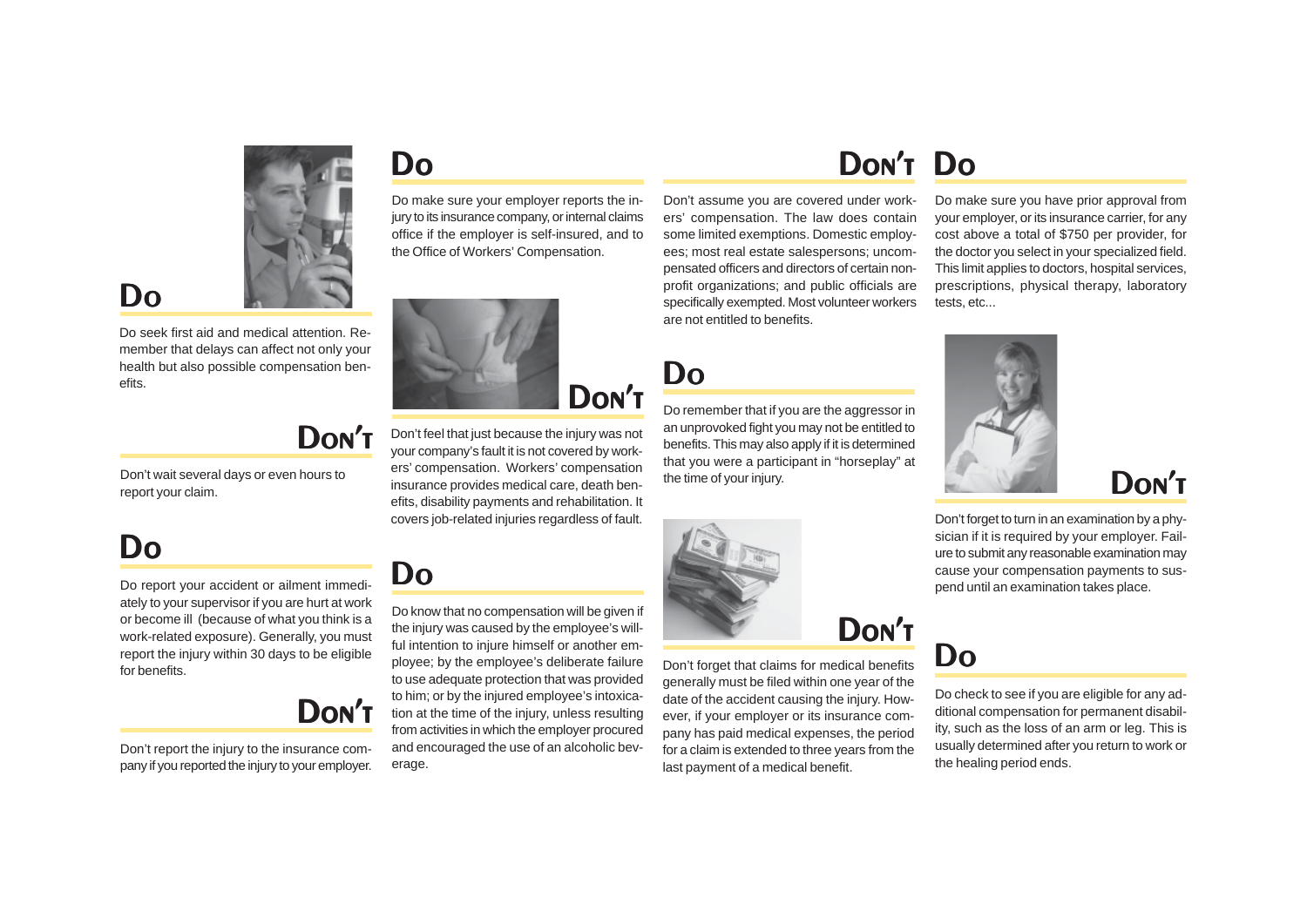## Do

Do seek first aid and medical attention. Remember that delays can affect not only your health but also possible compensation benefits.

## Don't

Don't wait several days or even hours to report your claim.

## Do

Do report your accident or ailment immediately to your supervisor if you are hurt at work or become ill (because of what you think is a work-related exposure). Generally, you must report the injury within 30 days to be eligible for benefits.

## Don't

Don't report the injury to the insurance company if you reported the injury to your employer.

## Do

Do make sure your employer reports the injury to its insurance company, or internal claims office if the employer is self-insured, and to the Office of Workers' Compensation.

## Don't

Don't feel that just because the injury was not your company's fault it is not covered by workers' compensation. Workers' compensation insurance provides medical care, death benefits, disability payments and rehabilitation. It covers job-related injuries regardless of fault.

## Do

Do know that no compensation will be given if the injury was caused by the employee's willful intention to injure himself or another employee; by the employee's deliberate failure to use adequate protection that was provided to him; or by the injured employee's intoxication at the time of the injury, unless resulting from activities in which the employer procured and encouraged the use of an alcoholic beverage.

## Don't

Don't assume you are covered under workers' compensation. The law does contain some limited exemptions. Domestic employees; most real estate salespersons; uncompensated officers and directors of certain nonprofit organizations; and public officials are specifically exempted. Most volunteer workers are not entitled to benefits.

## Do

Do remember that if you are the aggressor in an unprovoked fight you may not be entitled to benefits. This may also apply if it is determined that you were a participant in "horseplay" at the time of your injury.

## Don't

Don't forget that claims for medical benefits generally must be filed within one year of the date of the accident causing the injury. However, if your employer or its insurance company has paid medical expenses, the period for a claim is extended to three years from the last payment of a medical benefit.

## Do

Do make sure you have prior approval from your employer, or its insurance carrier, for any cost above a total of $750 per provider, for the doctor you select in your specialized field. This limit applies to doctors, hospital services, prescriptions, physical therapy, laboratory tests, etc...

## Don't

Don't forget to turn in an examination by a physician if it is required by your employer. Failure to submit any reasonable examination may cause your compensation payments to suspend until an examination takes place.

## Do

Do check to see if you are eligible for any additional compensation for permanent disability, such as the loss of an arm or leg. This is usually determined after you return to work or the healing period ends.